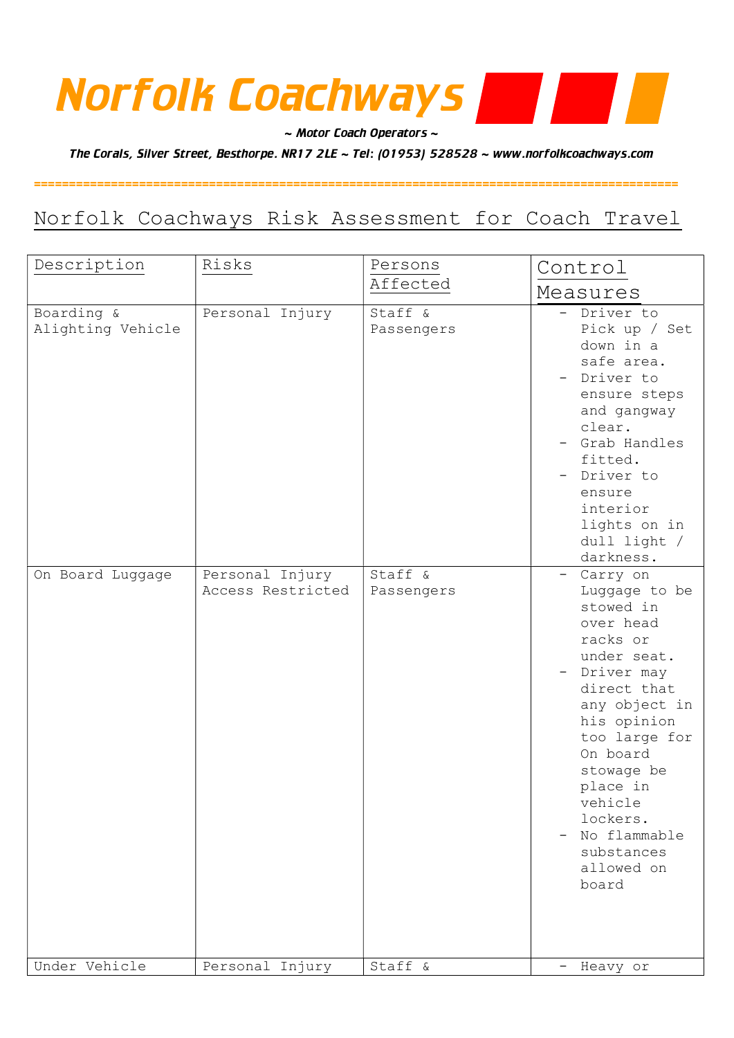# Norfolk Coachways

*~ Motor Coach Operators ~*

*The Corals, Silver Street, Besthorpe. NR17 2LE ~ Tel: (01953) 528528 ~ www.norfolkcoachways.com*

## Norfolk Coachways Risk Assessment for Coach Travel

| Description | Risks | Persons Affected | Control Measures |
|---|---|---|---|
| Boarding & Alighting Vehicle | Personal Injury | Staff & Passengers | - Driver to Pick up / Set down in a safe area.<br>- Driver to ensure steps and gangway clear.<br>- Grab Handles fitted.<br>- Driver to ensure interior lights on in dull light / darkness. |
| On Board Luggage | Personal Injury<br>Access Restricted | Staff & Passengers | - Carry on Luggage to be stowed in over head racks or under seat.<br>- Driver may direct that any object in his opinion too large for On board stowage be place in vehicle lockers.<br>- No flammable substances allowed on board |
| Under Vehicle | Personal Injury | Staff & | - Heavy or |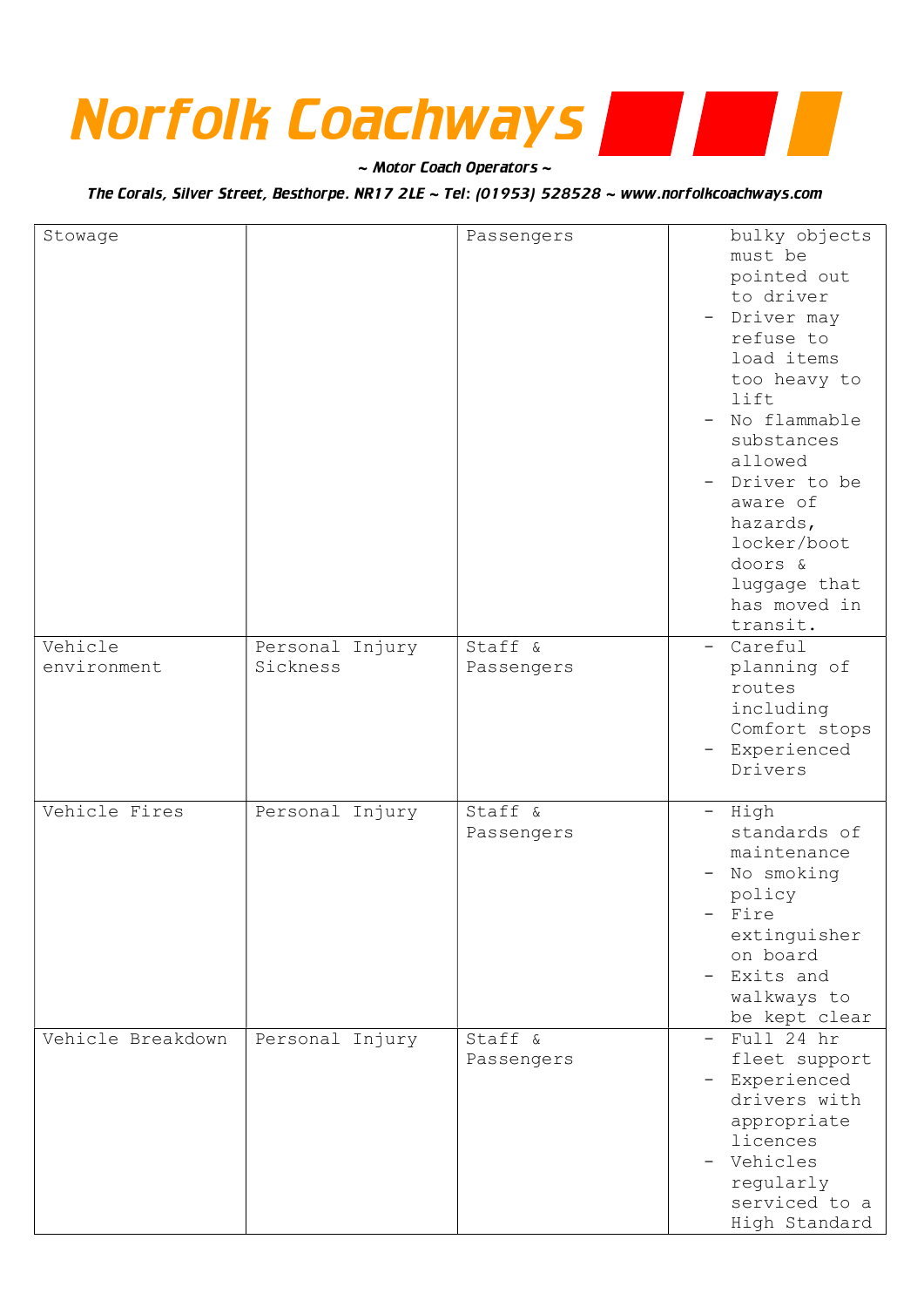| Stowage | | Passengers | bulky objects must be pointed out to driver<br>- Driver may refuse to load items too heavy to lift<br>- No flammable substances allowed<br>- Driver to be aware of hazards, locker/boot doors & luggage that has moved in transit. |
|---|---|---|---|
| Vehicle environment | Personal Injury Sickness | Staff & Passengers | - Careful planning of routes including Comfort stops<br>- Experienced Drivers |
| Vehicle Fires | Personal Injury | Staff & Passengers | - High standards of maintenance<br>- No smoking policy<br>- Fire extinguisher on board<br>- Exits and walkways to be kept clear |
| Vehicle Breakdown | Personal Injury | Staff & Passengers | - Full 24 hr fleet support<br>- Experienced drivers with appropriate licences<br>- Vehicles regularly serviced to a High Standard |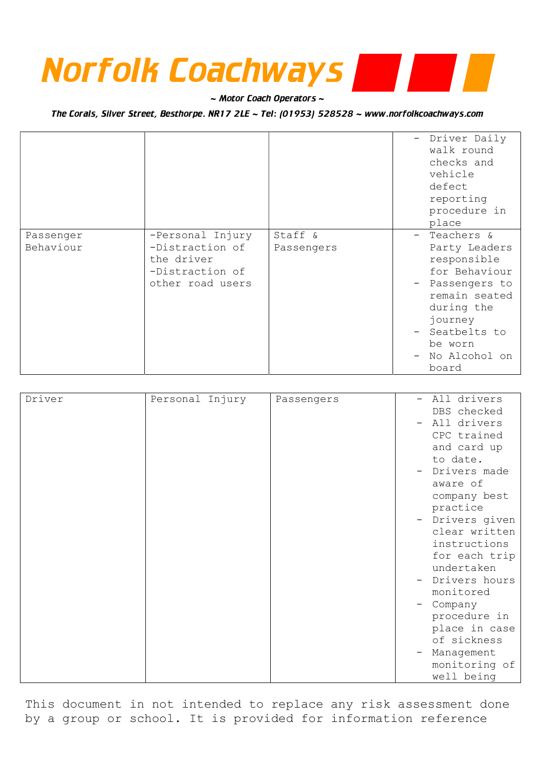# Norfolk Coachways

*~ Motor Coach Operators ~*

*The Corals, Silver Street, Besthorpe. NR17 2LE ~ Tel: (01953) 528528 ~ www.norfolkcoachways.com*

| | | | |
|---|---|---|---|
| | | | - Driver Daily walk round checks and vehicle defect reporting procedure in place |
| Passenger Behaviour | -Personal Injury<br>-Distraction of the driver<br>-Distraction of other road users | Staff & Passengers | - Teachers & Party Leaders responsible for Behaviour<br>- Passengers to remain seated during the journey<br>- Seatbelts to be worn<br>- No Alcohol on board |

| | | | |
|---|---|---|---|
| Driver | Personal Injury | Passengers | - All drivers DBS checked<br>- All drivers CPC trained and card up to date.<br>- Drivers made aware of company best practice<br>- Drivers given clear written instructions for each trip undertaken<br>- Drivers hours monitored<br>- Company procedure in place in case of sickness<br>- Management monitoring of well being |

This document in not intended to replace any risk assessment done by a group or school. It is provided for information reference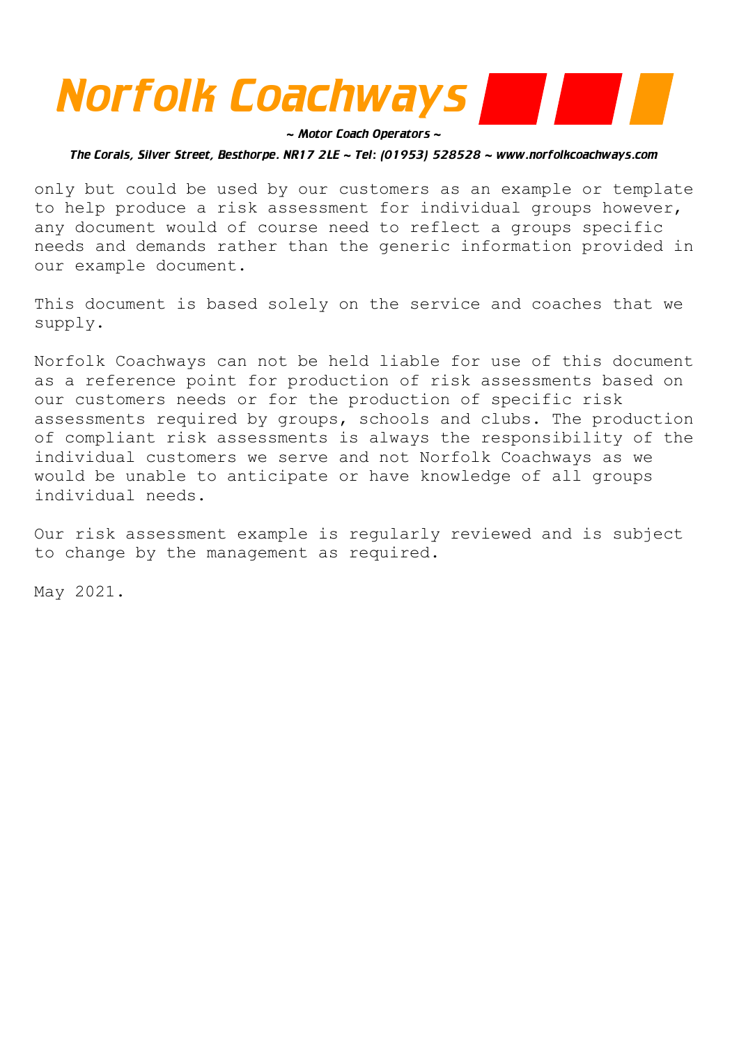only but could be used by our customers as an example or template to help produce a risk assessment for individual groups however, any document would of course need to reflect a groups specific needs and demands rather than the generic information provided in our example document.

This document is based solely on the service and coaches that we supply.

Norfolk Coachways can not be held liable for use of this document as a reference point for production of risk assessments based on our customers needs or for the production of specific risk assessments required by groups, schools and clubs. The production of compliant risk assessments is always the responsibility of the individual customers we serve and not Norfolk Coachways as we would be unable to anticipate or have knowledge of all groups individual needs.

Our risk assessment example is regularly reviewed and is subject to change by the management as required.

May 2021.